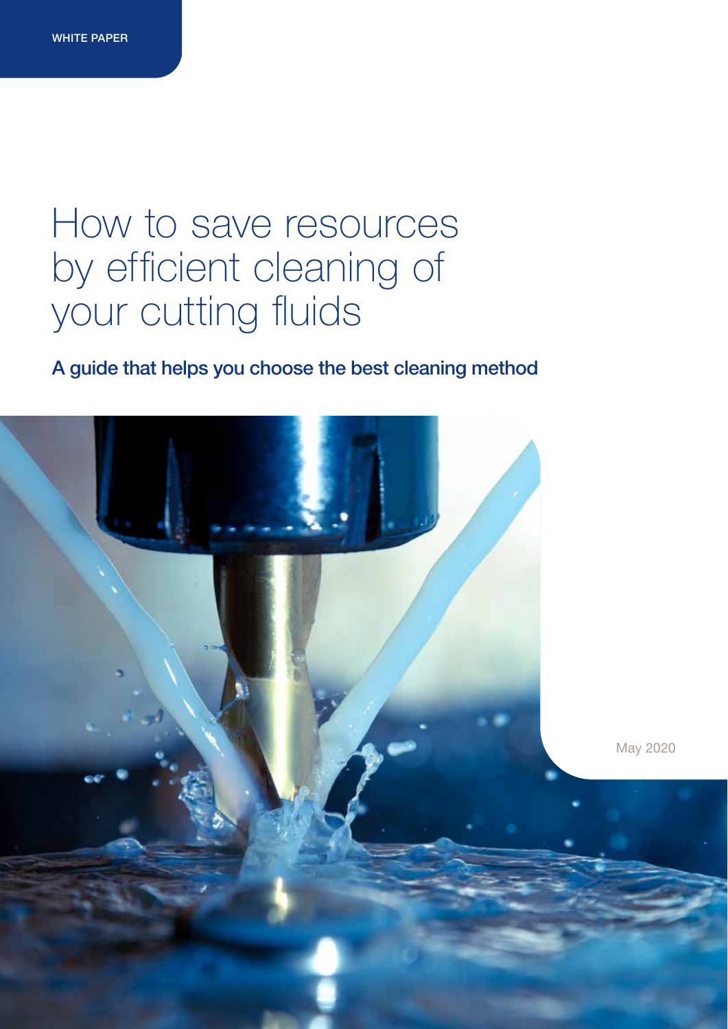WHITE PAPER

# How to save resources by efficient cleaning of your cutting fluids

## A guide that helps you choose the best cleaning method

May 2020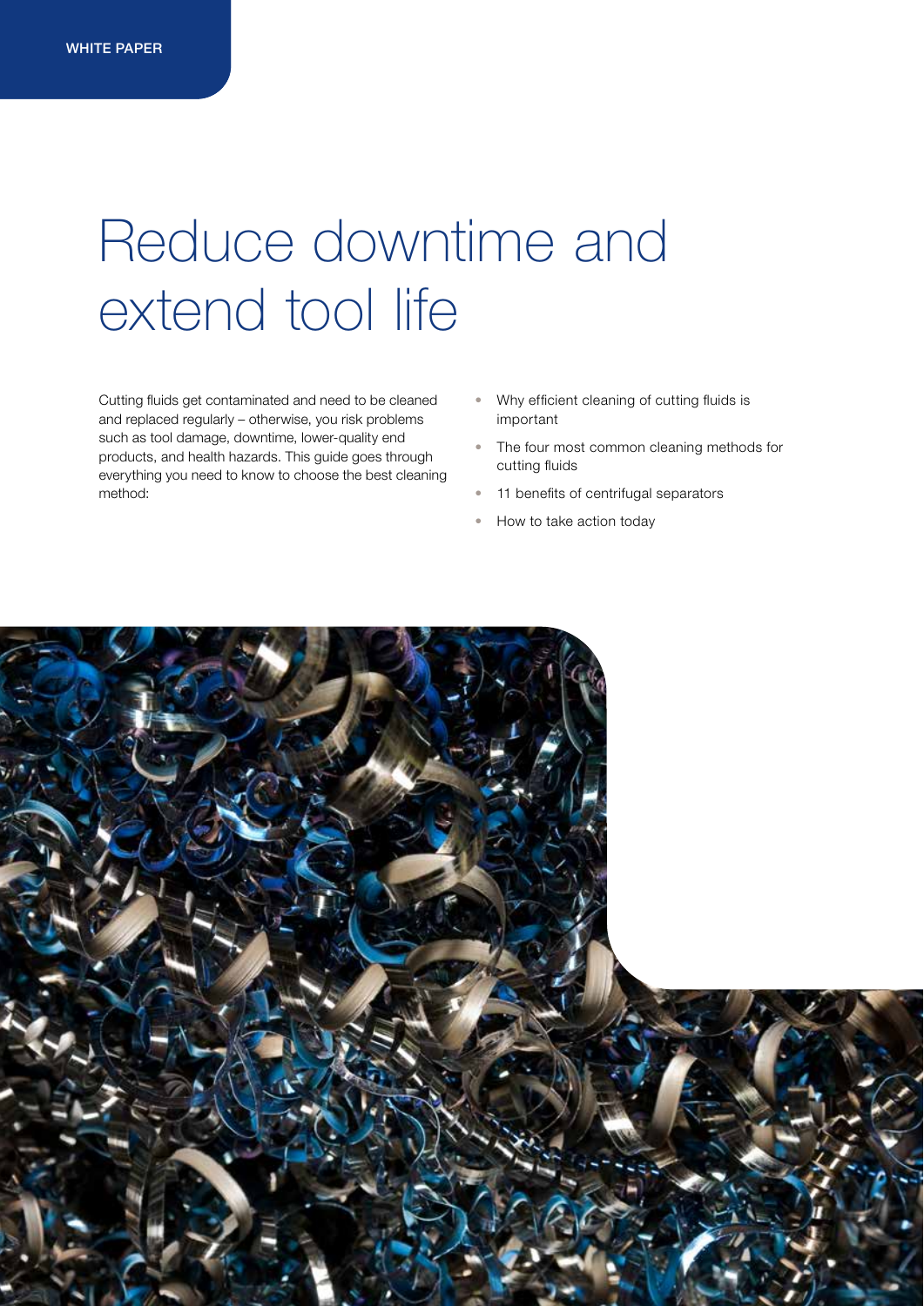WHITE PAPER

# Reduce downtime and extend tool life

Cutting fluids get contaminated and need to be cleaned and replaced regularly – otherwise, you risk problems such as tool damage, downtime, lower-quality end products, and health hazards. This guide goes through everything you need to know to choose the best cleaning method:

- Why efficient cleaning of cutting fluids is important
- The four most common cleaning methods for cutting fluids
- 11 benefits of centrifugal separators
- How to take action today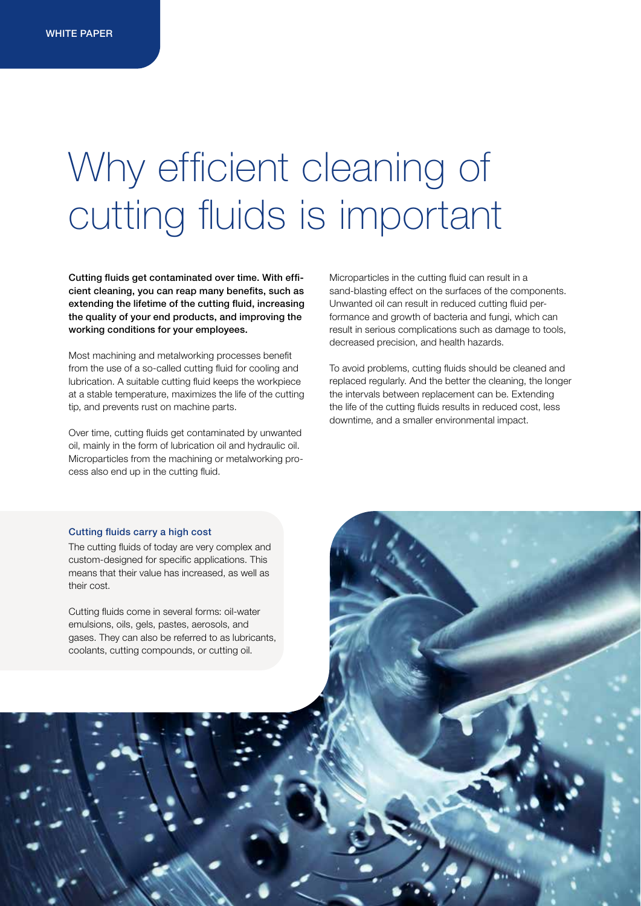# Why efficient cleaning of cutting fluids is important

**Cutting fluids get contaminated over time. With efficient cleaning, you can reap many benefits, such as extending the lifetime of the cutting fluid, increasing the quality of your end products, and improving the working conditions for your employees.**

Most machining and metalworking processes benefit from the use of a so-called cutting fluid for cooling and lubrication. A suitable cutting fluid keeps the workpiece at a stable temperature, maximizes the life of the cutting tip, and prevents rust on machine parts.

Over time, cutting fluids get contaminated by unwanted oil, mainly in the form of lubrication oil and hydraulic oil. Microparticles from the machining or metalworking process also end up in the cutting fluid.

Microparticles in the cutting fluid can result in a sand-blasting effect on the surfaces of the components. Unwanted oil can result in reduced cutting fluid performance and growth of bacteria and fungi, which can result in serious complications such as damage to tools, decreased precision, and health hazards.

To avoid problems, cutting fluids should be cleaned and replaced regularly. And the better the cleaning, the longer the intervals between replacement can be. Extending the life of the cutting fluids results in reduced cost, less downtime, and a smaller environmental impact.

### Cutting fluids carry a high cost

The cutting fluids of today are very complex and custom-designed for specific applications. This means that their value has increased, as well as their cost.

Cutting fluids come in several forms: oil-water emulsions, oils, gels, pastes, aerosols, and gases. They can also be referred to as lubricants, coolants, cutting compounds, or cutting oil.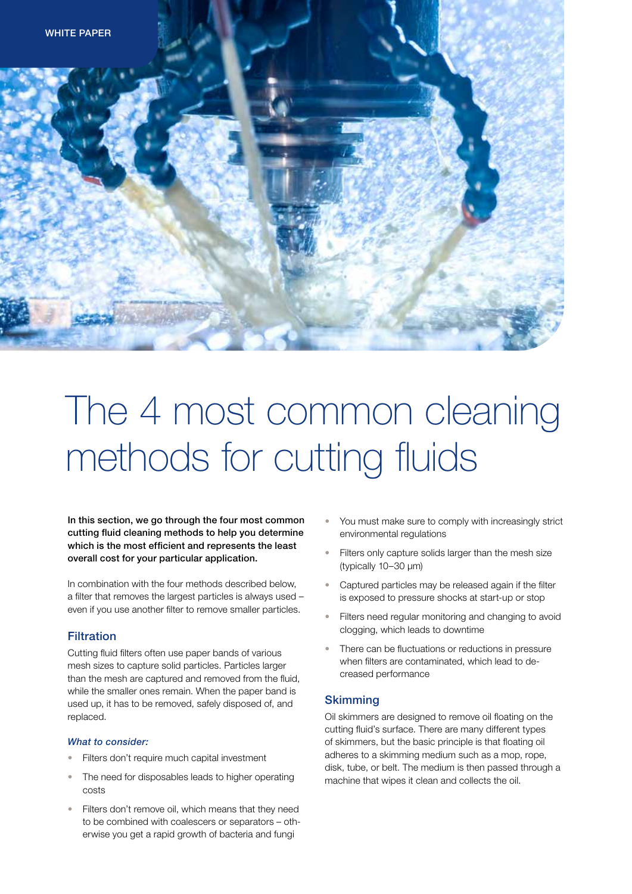WHITE PAPER

# The 4 most common cleaning methods for cutting fluids

**In this section, we go through the four most common cutting fluid cleaning methods to help you determine which is the most efficient and represents the least overall cost for your particular application.**

In combination with the four methods described below, a filter that removes the largest particles is always used – even if you use another filter to remove smaller particles.

## Filtration

Cutting fluid filters often use paper bands of various mesh sizes to capture solid particles. Particles larger than the mesh are captured and removed from the fluid, while the smaller ones remain. When the paper band is used up, it has to be removed, safely disposed of, and replaced.

### *What to consider:*

- Filters don't require much capital investment
- The need for disposables leads to higher operating costs
- Filters don't remove oil, which means that they need to be combined with coalescers or separators – otherwise you get a rapid growth of bacteria and fungi
- You must make sure to comply with increasingly strict environmental regulations
- Filters only capture solids larger than the mesh size (typically 10–30 µm)
- Captured particles may be released again if the filter is exposed to pressure shocks at start-up or stop
- Filters need regular monitoring and changing to avoid clogging, which leads to downtime
- There can be fluctuations or reductions in pressure when filters are contaminated, which lead to decreased performance

## Skimming

Oil skimmers are designed to remove oil floating on the cutting fluid's surface. There are many different types of skimmers, but the basic principle is that floating oil adheres to a skimming medium such as a mop, rope, disk, tube, or belt. The medium is then passed through a machine that wipes it clean and collects the oil.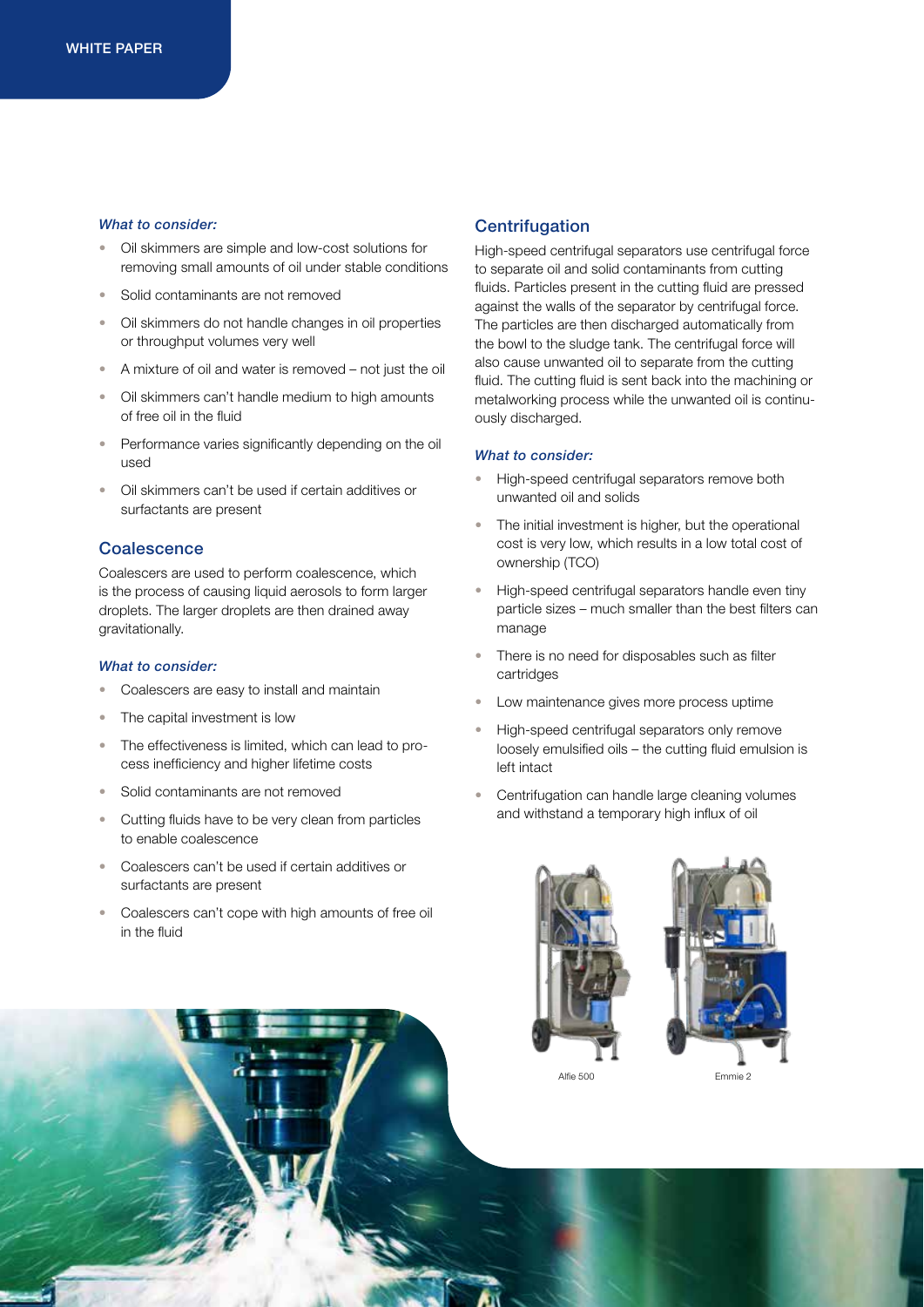*What to consider:*

- Oil skimmers are simple and low-cost solutions for removing small amounts of oil under stable conditions
- Solid contaminants are not removed
- Oil skimmers do not handle changes in oil properties or throughput volumes very well
- A mixture of oil and water is removed – not just the oil
- Oil skimmers can't handle medium to high amounts of free oil in the fluid
- Performance varies significantly depending on the oil used
- Oil skimmers can't be used if certain additives or surfactants are present

## Coalescence

Coalescers are used to perform coalescence, which is the process of causing liquid aerosols to form larger droplets. The larger droplets are then drained away gravitationally.

*What to consider:*

- Coalescers are easy to install and maintain
- The capital investment is low
- The effectiveness is limited, which can lead to process inefficiency and higher lifetime costs
- Solid contaminants are not removed
- Cutting fluids have to be very clean from particles to enable coalescence
- Coalescers can't be used if certain additives or surfactants are present
- Coalescers can't cope with high amounts of free oil in the fluid

## Centrifugation

High-speed centrifugal separators use centrifugal force to separate oil and solid contaminants from cutting fluids. Particles present in the cutting fluid are pressed against the walls of the separator by centrifugal force. The particles are then discharged automatically from the bowl to the sludge tank. The centrifugal force will also cause unwanted oil to separate from the cutting fluid. The cutting fluid is sent back into the machining or metalworking process while the unwanted oil is continuously discharged.

*What to consider:*

- High-speed centrifugal separators remove both unwanted oil and solids
- The initial investment is higher, but the operational cost is very low, which results in a low total cost of ownership (TCO)
- High-speed centrifugal separators handle even tiny particle sizes – much smaller than the best filters can manage
- There is no need for disposables such as filter cartridges
- Low maintenance gives more process uptime
- High-speed centrifugal separators only remove loosely emulsified oils – the cutting fluid emulsion is left intact
- Centrifugation can handle large cleaning volumes and withstand a temporary high influx of oil

Alfie 500

Emmie 2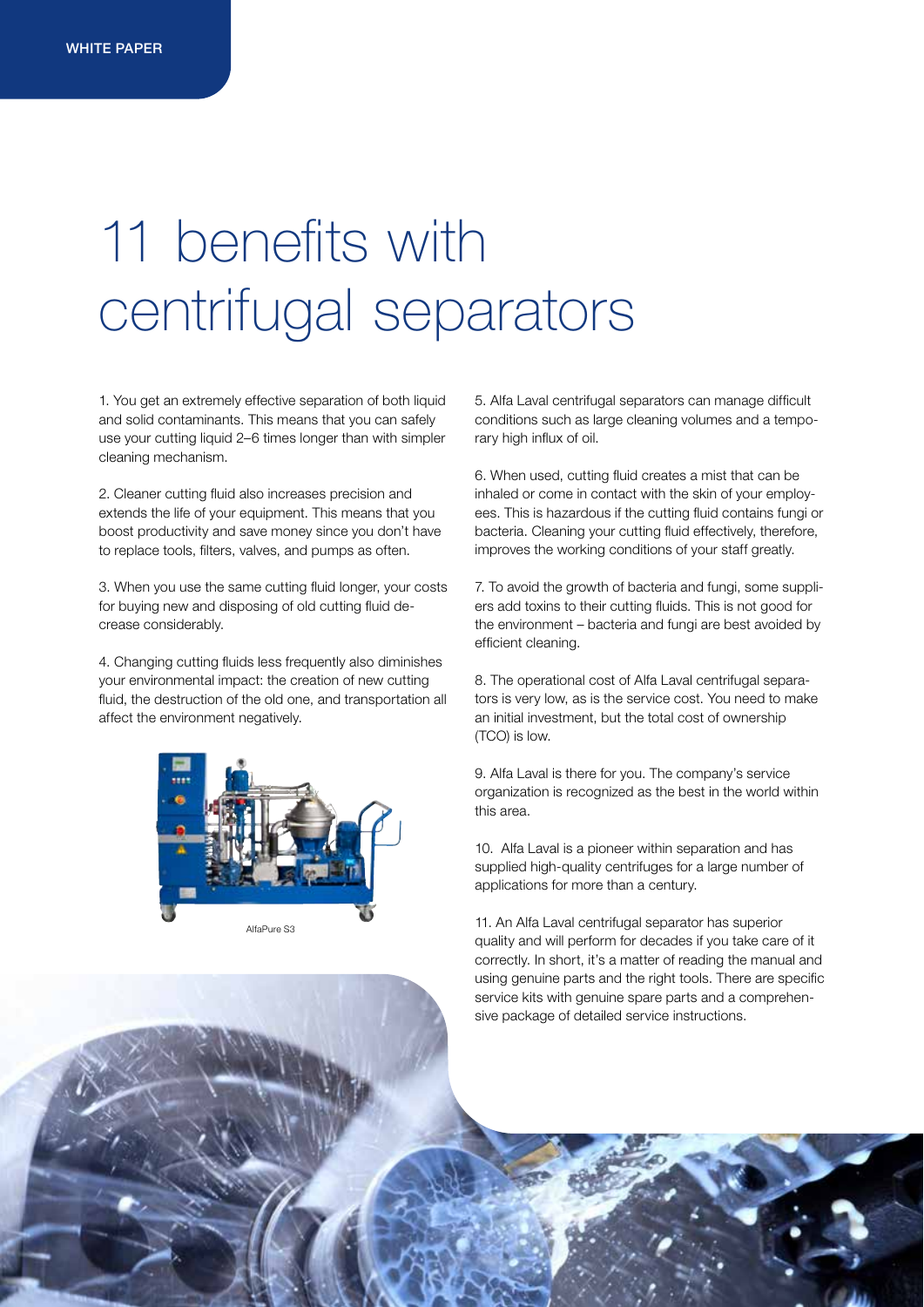# 11 benefits with centrifugal separators

1. You get an extremely effective separation of both liquid and solid contaminants. This means that you can safely use your cutting liquid 2–6 times longer than with simpler cleaning mechanism.

2. Cleaner cutting fluid also increases precision and extends the life of your equipment. This means that you boost productivity and save money since you don't have to replace tools, filters, valves, and pumps as often.

3. When you use the same cutting fluid longer, your costs for buying new and disposing of old cutting fluid decrease considerably.

4. Changing cutting fluids less frequently also diminishes your environmental impact: the creation of new cutting fluid, the destruction of the old one, and transportation all affect the environment negatively.

AlfaPure S3

5. Alfa Laval centrifugal separators can manage difficult conditions such as large cleaning volumes and a temporary high influx of oil.

6. When used, cutting fluid creates a mist that can be inhaled or come in contact with the skin of your employees. This is hazardous if the cutting fluid contains fungi or bacteria. Cleaning your cutting fluid effectively, therefore, improves the working conditions of your staff greatly.

7. To avoid the growth of bacteria and fungi, some suppliers add toxins to their cutting fluids. This is not good for the environment – bacteria and fungi are best avoided by efficient cleaning.

8. The operational cost of Alfa Laval centrifugal separators is very low, as is the service cost. You need to make an initial investment, but the total cost of ownership (TCO) is low.

9. Alfa Laval is there for you. The company's service organization is recognized as the best in the world within this area.

10. Alfa Laval is a pioneer within separation and has supplied high-quality centrifuges for a large number of applications for more than a century.

11. An Alfa Laval centrifugal separator has superior quality and will perform for decades if you take care of it correctly. In short, it's a matter of reading the manual and using genuine parts and the right tools. There are specific service kits with genuine spare parts and a comprehensive package of detailed service instructions.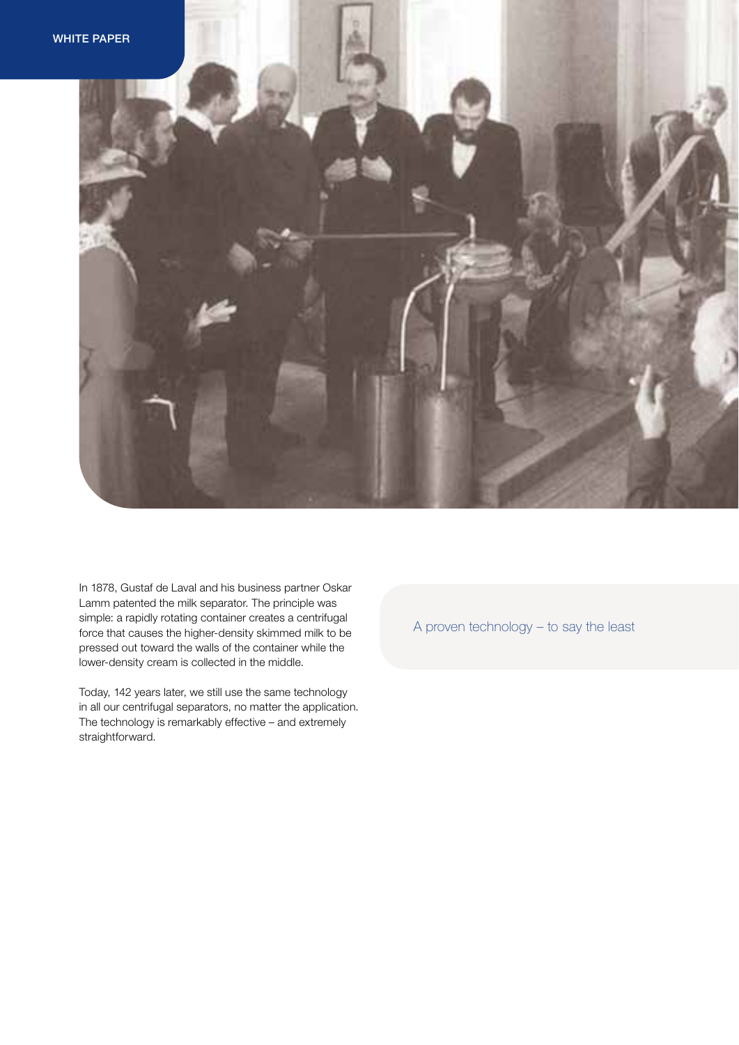## A proven technology – to say the least

In 1878, Gustaf de Laval and his business partner Oskar Lamm patented the milk separator. The principle was simple: a rapidly rotating container creates a centrifugal force that causes the higher-density skimmed milk to be pressed out toward the walls of the container while the lower-density cream is collected in the middle.

Today, 142 years later, we still use the same technology in all our centrifugal separators, no matter the application. The technology is remarkably effective – and extremely straightforward.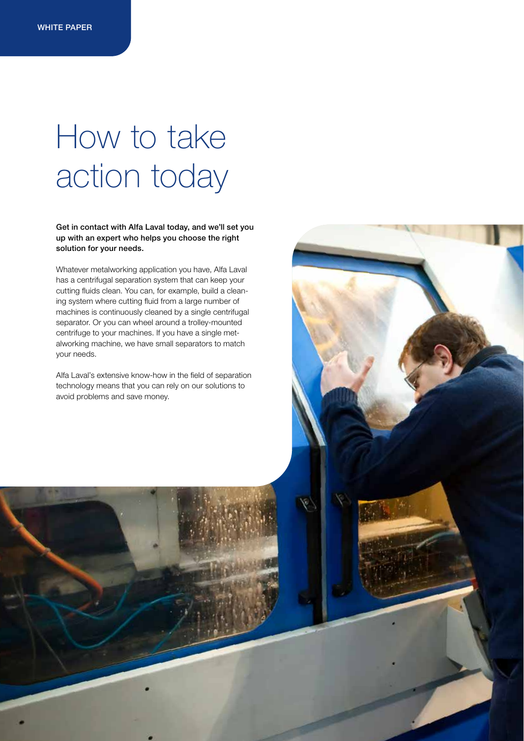# How to take action today

**Get in contact with Alfa Laval today, and we'll set you up with an expert who helps you choose the right solution for your needs.**

Whatever metalworking application you have, Alfa Laval has a centrifugal separation system that can keep your cutting fluids clean. You can, for example, build a cleaning system where cutting fluid from a large number of machines is continuously cleaned by a single centrifugal separator. Or you can wheel around a trolley-mounted centrifuge to your machines. If you have a single metalworking machine, we have small separators to match your needs.

Alfa Laval's extensive know-how in the field of separation technology means that you can rely on our solutions to avoid problems and save money.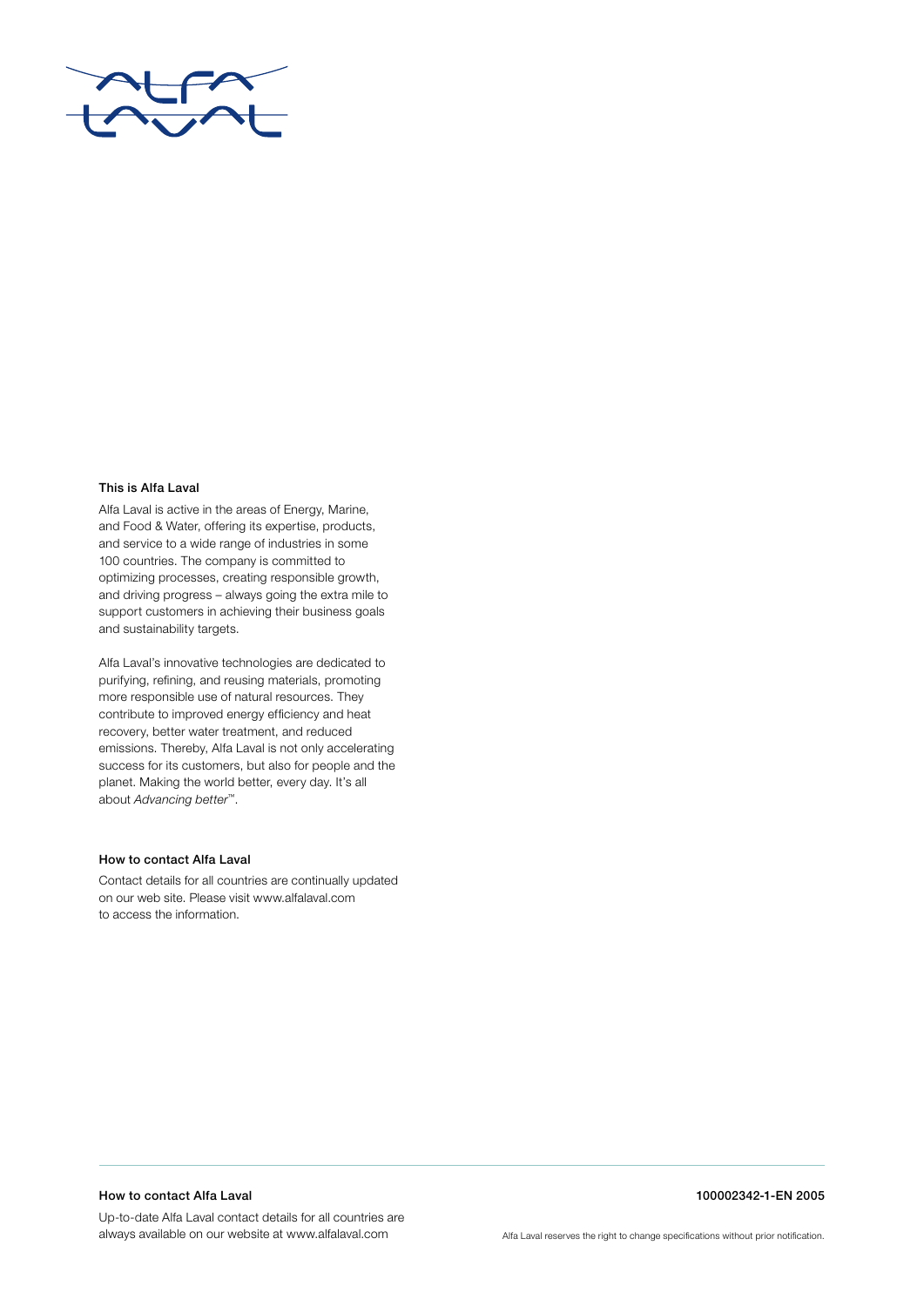### This is Alfa Laval

Alfa Laval is active in the areas of Energy, Marine, and Food & Water, offering its expertise, products, and service to a wide range of industries in some 100 countries. The company is committed to optimizing processes, creating responsible growth, and driving progress – always going the extra mile to support customers in achieving their business goals and sustainability targets.

Alfa Laval's innovative technologies are dedicated to purifying, refining, and reusing materials, promoting more responsible use of natural resources. They contribute to improved energy efficiency and heat recovery, better water treatment, and reduced emissions. Thereby, Alfa Laval is not only accelerating success for its customers, but also for people and the planet. Making the world better, every day. It's all about *Advancing better*™.

### How to contact Alfa Laval

Contact details for all countries are continually updated on our web site. Please visit www.alfalaval.com to access the information.

### How to contact Alfa Laval

Up-to-date Alfa Laval contact details for all countries are always available on our website at www.alfalaval.com

**100002342-1-EN 2005**

Alfa Laval reserves the right to change specifications without prior notification.